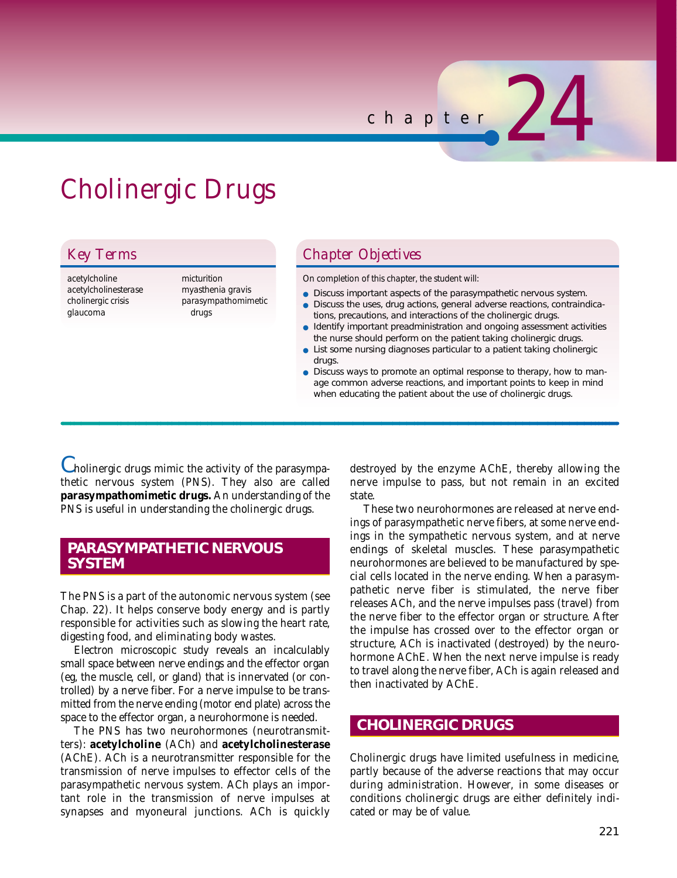chapter 24

# Cholinergic Drugs

## Key Terms

acetylcholine
acetylcholinesterase
cholinergic crisis
glaucoma
micturition
myasthenia gravis
parasympathomimetic drugs

## Chapter Objectives

*On completion of this chapter, the student will:*

- Discuss important aspects of the parasympathetic nervous system.
- Discuss the uses, drug actions, general adverse reactions, contraindications, precautions, and interactions of the cholinergic drugs.
- Identify important preadministration and ongoing assessment activities the nurse should perform on the patient taking cholinergic drugs.
- List some nursing diagnoses particular to a patient taking cholinergic drugs.
- Discuss ways to promote an optimal response to therapy, how to manage common adverse reactions, and important points to keep in mind when educating the patient about the use of cholinergic drugs.

Cholinergic drugs mimic the activity of the parasympathetic nervous system (PNS). They also are called **parasympathomimetic drugs.** An understanding of the PNS is useful in understanding the cholinergic drugs.

## PARASYMPATHETIC NERVOUS SYSTEM

The PNS is a part of the autonomic nervous system (see Chap. 22). It helps conserve body energy and is partly responsible for activities such as slowing the heart rate, digesting food, and eliminating body wastes.

Electron microscopic study reveals an incalculably small space between nerve endings and the effector organ (eg, the muscle, cell, or gland) that is innervated (or controlled) by a nerve fiber. For a nerve impulse to be transmitted from the nerve ending (motor end plate) across the space to the effector organ, a neurohormone is needed.

The PNS has two neurohormones (neurotransmitters): **acetylcholine** (ACh) and **acetylcholinesterase** (AChE). ACh is a neurotransmitter responsible for the transmission of nerve impulses to effector cells of the parasympathetic nervous system. ACh plays an important role in the transmission of nerve impulses at synapses and myoneural junctions. ACh is quickly destroyed by the enzyme AChE, thereby allowing the nerve impulse to pass, but not remain in an excited state.

These two neurohormones are released at nerve endings of parasympathetic nerve fibers, at some nerve endings in the sympathetic nervous system, and at nerve endings of skeletal muscles. These parasympathetic neurohormones are believed to be manufactured by special cells located in the nerve ending. When a parasympathetic nerve fiber is stimulated, the nerve fiber releases ACh, and the nerve impulses pass (travel) from the nerve fiber to the effector organ or structure. After the impulse has crossed over to the effector organ or structure, ACh is inactivated (destroyed) by the neurohormone AChE. When the next nerve impulse is ready to travel along the nerve fiber, ACh is again released and then inactivated by AChE.

## CHOLINERGIC DRUGS

Cholinergic drugs have limited usefulness in medicine, partly because of the adverse reactions that may occur during administration. However, in some diseases or conditions cholinergic drugs are either definitely indicated or may be of value.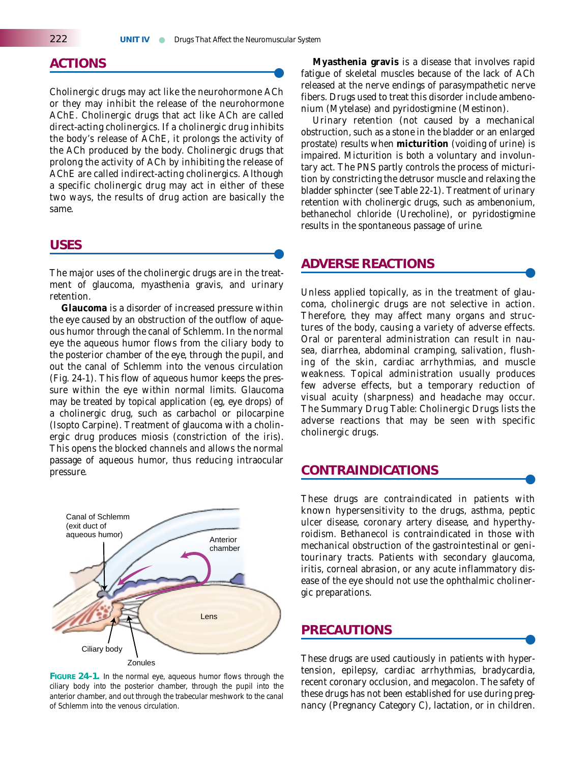## ACTIONS

Cholinergic drugs may act like the neurohormone ACh or they may inhibit the release of the neurohormone AChE. Cholinergic drugs that act like ACh are called direct-acting cholinergics. If a cholinergic drug inhibits the body's release of AChE, it prolongs the activity of the ACh produced by the body. Cholinergic drugs that prolong the activity of ACh by inhibiting the release of AChE are called indirect-acting cholinergics. Although a specific cholinergic drug may act in either of these two ways, the results of drug action are basically the same.

## USES

The major uses of the cholinergic drugs are in the treatment of glaucoma, myasthenia gravis, and urinary retention.

**Glaucoma** is a disorder of increased pressure within the eye caused by an obstruction of the outflow of aqueous humor through the canal of Schlemm. In the normal eye the aqueous humor flows from the ciliary body to the posterior chamber of the eye, through the pupil, and out the canal of Schlemm into the venous circulation (Fig. 24-1). This flow of aqueous humor keeps the pressure within the eye within normal limits. Glaucoma may be treated by topical application (eg, eye drops) of a cholinergic drug, such as carbachol or pilocarpine (Isopto Carpine). Treatment of glaucoma with a cholinergic drug produces miosis (constriction of the iris). This opens the blocked channels and allows the normal passage of aqueous humor, thus reducing intraocular pressure.

**FIGURE 24-1.** In the normal eye, aqueous humor flows through the ciliary body into the posterior chamber, through the pupil into the anterior chamber, and out through the trabecular meshwork to the canal of Schlemm into the venous circulation.

**Myasthenia gravis** is a disease that involves rapid fatigue of skeletal muscles because of the lack of ACh released at the nerve endings of parasympathetic nerve fibers. Drugs used to treat this disorder include ambenonium (Mytelase) and pyridostigmine (Mestinon).

Urinary retention (not caused by a mechanical obstruction, such as a stone in the bladder or an enlarged prostate) results when **micturition** (voiding of urine) is impaired. Micturition is both a voluntary and involuntary act. The PNS partly controls the process of micturition by constricting the detrusor muscle and relaxing the bladder sphincter (see Table 22-1). Treatment of urinary retention with cholinergic drugs, such as ambenonium, bethanechol chloride (Urecholine), or pyridostigmine results in the spontaneous passage of urine.

## ADVERSE REACTIONS

Unless applied topically, as in the treatment of glaucoma, cholinergic drugs are not selective in action. Therefore, they may affect many organs and structures of the body, causing a variety of adverse effects. Oral or parenteral administration can result in nausea, diarrhea, abdominal cramping, salivation, flushing of the skin, cardiac arrhythmias, and muscle weakness. Topical administration usually produces few adverse effects, but a temporary reduction of visual acuity (sharpness) and headache may occur. The Summary Drug Table: Cholinergic Drugs lists the adverse reactions that may be seen with specific cholinergic drugs.

## CONTRAINDICATIONS

These drugs are contraindicated in patients with known hypersensitivity to the drugs, asthma, peptic ulcer disease, coronary artery disease, and hyperthyroidism. Bethanecol is contraindicated in those with mechanical obstruction of the gastrointestinal or genitourinary tracts. Patients with secondary glaucoma, iritis, corneal abrasion, or any acute inflammatory disease of the eye should not use the ophthalmic cholinergic preparations.

## PRECAUTIONS

These drugs are used cautiously in patients with hypertension, epilepsy, cardiac arrhythmias, bradycardia, recent coronary occlusion, and megacolon. The safety of these drugs has not been established for use during pregnancy (Pregnancy Category C), lactation, or in children.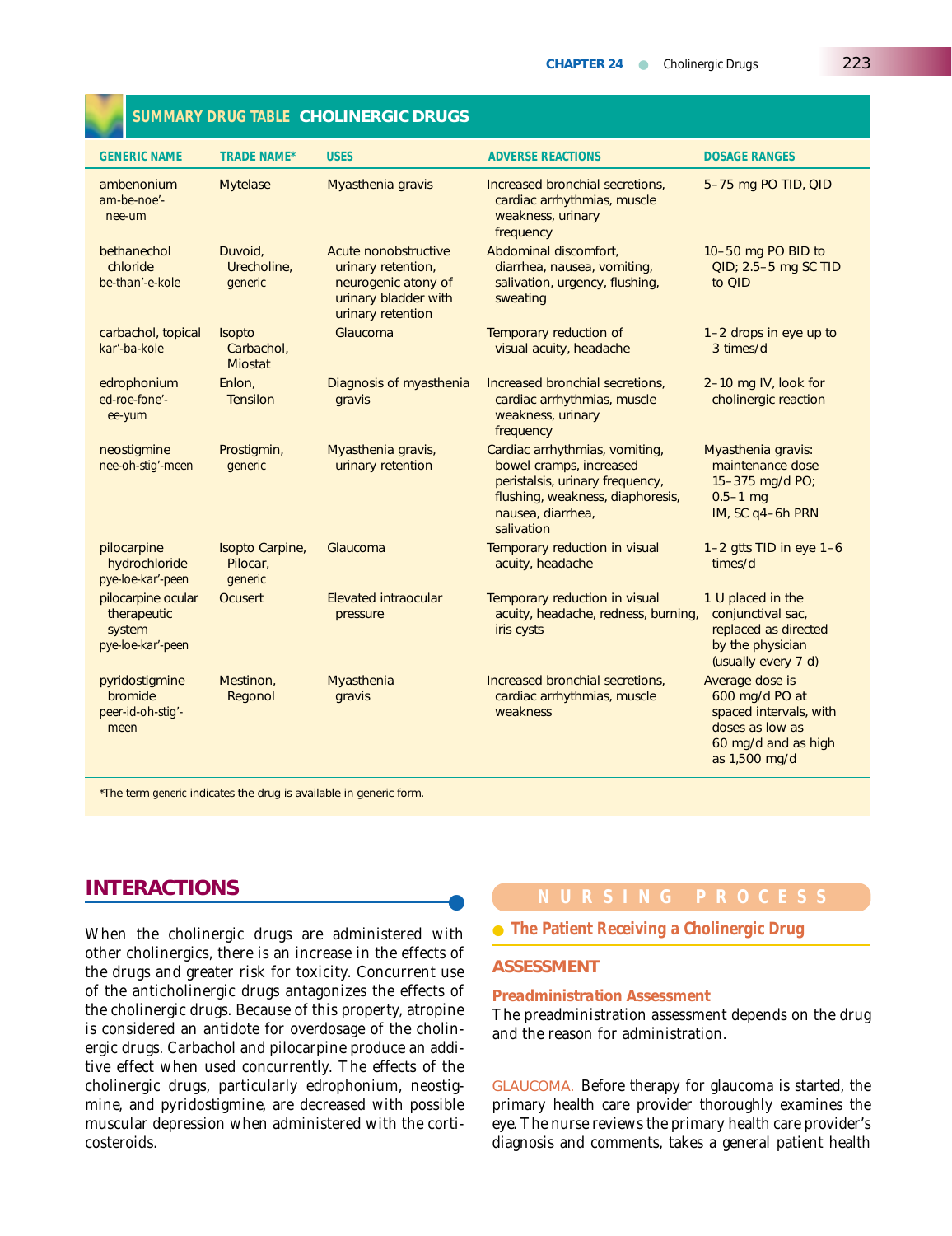## SUMMARY DRUG TABLE CHOLINERGIC DRUGS

| GENERIC NAME | TRADE NAME* | USES | ADVERSE REACTIONS | DOSAGE RANGES |
|---|---|---|---|---|
| ambenonium am-be-noe'-nee-um | Mytelase | Myasthenia gravis | Increased bronchial secretions, cardiac arrhythmias, muscle weakness, urinary frequency | 5–75 mg PO TID, QID |
| bethanechol chloride be-than'-e-kole | Duvoid, Urecholine, generic | Acute nonobstructive urinary retention, neurogenic atony of urinary bladder with urinary retention | Abdominal discomfort, diarrhea, nausea, vomiting, salivation, urgency, flushing, sweating | 10–50 mg PO BID to QID; 2.5–5 mg SC TID to QID |
| carbachol, topical kar'-ba-kole | Isopto Carbachol, Miostat | Glaucoma | Temporary reduction of visual acuity, headache | 1–2 drops in eye up to 3 times/d |
| edrophonium ed-roe-fone'-ee-yum | Enlon, Tensilon | Diagnosis of myasthenia gravis | Increased bronchial secretions, cardiac arrhythmias, muscle weakness, urinary frequency | 2–10 mg IV, look for cholinergic reaction |
| neostigmine nee-oh-stig'-meen | Prostigmin, generic | Myasthenia gravis, urinary retention | Cardiac arrhythmias, vomiting, bowel cramps, increased peristalsis, urinary frequency, flushing, weakness, diaphoresis, nausea, diarrhea, salivation | Myasthenia gravis: maintenance dose 15–375 mg/d PO; 0.5–1 mg IM, SC q4–6h PRN |
| pilocarpine hydrochloride pye-loe-kar'-peen | Isopto Carpine, Pilocar, generic | Glaucoma | Temporary reduction in visual acuity, headache | 1–2 gtts TID in eye 1–6 times/d |
| pilocarpine ocular therapeutic system pye-loe-kar'-peen | Ocusert | Elevated intraocular pressure | Temporary reduction in visual acuity, headache, redness, burning, iris cysts | 1 U placed in the conjunctival sac, replaced as directed by the physician (usually every 7 d) |
| pyridostigmine bromide peer-id-oh-stig'-meen | Mestinon, Regonol | Myasthenia gravis | Increased bronchial secretions, cardiac arrhythmias, muscle weakness | Average dose is 600 mg/d PO at spaced intervals, with doses as low as 60 mg/d and as high as 1,500 mg/d |

*The term *generic* indicates the drug is available in generic form.

## INTERACTIONS

When the cholinergic drugs are administered with other cholinergics, there is an increase in the effects of the drugs and greater risk for toxicity. Concurrent use of the anticholinergic drugs antagonizes the effects of the cholinergic drugs. Because of this property, atropine is considered an antidote for overdosage of the cholinergic drugs. Carbachol and pilocarpine produce an additive effect when used concurrently. The effects of the cholinergic drugs, particularly edrophonium, neostigmine, and pyridostigmine, are decreased with possible muscular depression when administered with the corticosteroids.

## NURSING PROCESS

### The Patient Receiving a Cholinergic Drug

## ASSESSMENT

### Preadministration Assessment

The preadministration assessment depends on the drug and the reason for administration.

GLAUCOMA. Before therapy for glaucoma is started, the primary health care provider thoroughly examines the eye. The nurse reviews the primary health care provider's diagnosis and comments, takes a general patient health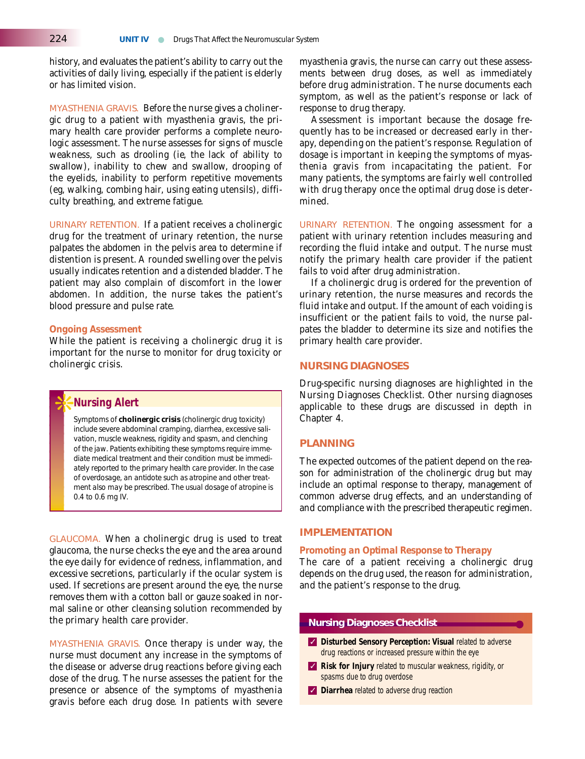history, and evaluates the patient's ability to carry out the activities of daily living, especially if the patient is elderly or has limited vision.

MYASTHENIA GRAVIS. Before the nurse gives a cholinergic drug to a patient with myasthenia gravis, the primary health care provider performs a complete neurologic assessment. The nurse assesses for signs of muscle weakness, such as drooling (ie, the lack of ability to swallow), inability to chew and swallow, drooping of the eyelids, inability to perform repetitive movements (eg, walking, combing hair, using eating utensils), difficulty breathing, and extreme fatigue.

URINARY RETENTION. If a patient receives a cholinergic drug for the treatment of urinary retention, the nurse palpates the abdomen in the pelvis area to determine if distention is present. A rounded swelling over the pelvis usually indicates retention and a distended bladder. The patient may also complain of discomfort in the lower abdomen. In addition, the nurse takes the patient's blood pressure and pulse rate.

### Ongoing Assessment

While the patient is receiving a cholinergic drug it is important for the nurse to monitor for drug toxicity or cholinergic crisis.

> **Nursing Alert**
>
> Symptoms of **cholinergic crisis** (cholinergic drug toxicity) include severe abdominal cramping, diarrhea, excessive salivation, muscle weakness, rigidity and spasm, and clenching of the jaw. Patients exhibiting these symptoms require immediate medical treatment and their condition must be immediately reported to the primary health care provider. In the case of overdosage, an antidote such as atropine and other treatment also may be prescribed. The usual dosage of atropine is 0.4 to 0.6 mg IV.

GLAUCOMA. When a cholinergic drug is used to treat glaucoma, the nurse checks the eye and the area around the eye daily for evidence of redness, inflammation, and excessive secretions, particularly if the ocular system is used. If secretions are present around the eye, the nurse removes them with a cotton ball or gauze soaked in normal saline or other cleansing solution recommended by the primary health care provider.

MYASTHENIA GRAVIS. Once therapy is under way, the nurse must document any increase in the symptoms of the disease or adverse drug reactions before giving each dose of the drug. The nurse assesses the patient for the presence or absence of the symptoms of myasthenia gravis before each drug dose. In patients with severe myasthenia gravis, the nurse can carry out these assessments between drug doses, as well as immediately before drug administration. The nurse documents each symptom, as well as the patient's response or lack of response to drug therapy.

Assessment is important because the dosage frequently has to be increased or decreased early in therapy, depending on the patient's response. Regulation of dosage is important in keeping the symptoms of myasthenia gravis from incapacitating the patient. For many patients, the symptoms are fairly well controlled with drug therapy once the optimal drug dose is determined.

URINARY RETENTION. The ongoing assessment for a patient with urinary retention includes measuring and recording the fluid intake and output. The nurse must notify the primary health care provider if the patient fails to void after drug administration.

If a cholinergic drug is ordered for the prevention of urinary retention, the nurse measures and records the fluid intake and output. If the amount of each voiding is insufficient or the patient fails to void, the nurse palpates the bladder to determine its size and notifies the primary health care provider.

## NURSING DIAGNOSES

Drug-specific nursing diagnoses are highlighted in the Nursing Diagnoses Checklist. Other nursing diagnoses applicable to these drugs are discussed in depth in Chapter 4.

## PLANNING

The expected outcomes of the patient depend on the reason for administration of the cholinergic drug but may include an optimal response to therapy, management of common adverse drug effects, and an understanding of and compliance with the prescribed therapeutic regimen.

## IMPLEMENTATION

### Promoting an Optimal Response to Therapy

The care of a patient receiving a cholinergic drug depends on the drug used, the reason for administration, and the patient's response to the drug.

> **Nursing Diagnoses Checklist**
>
> ✓ **Disturbed Sensory Perception: Visual** related to adverse drug reactions or increased pressure within the eye
>
> ✓ **Risk for Injury** related to muscular weakness, rigidity, or spasms due to drug overdose
>
> ✓ **Diarrhea** related to adverse drug reaction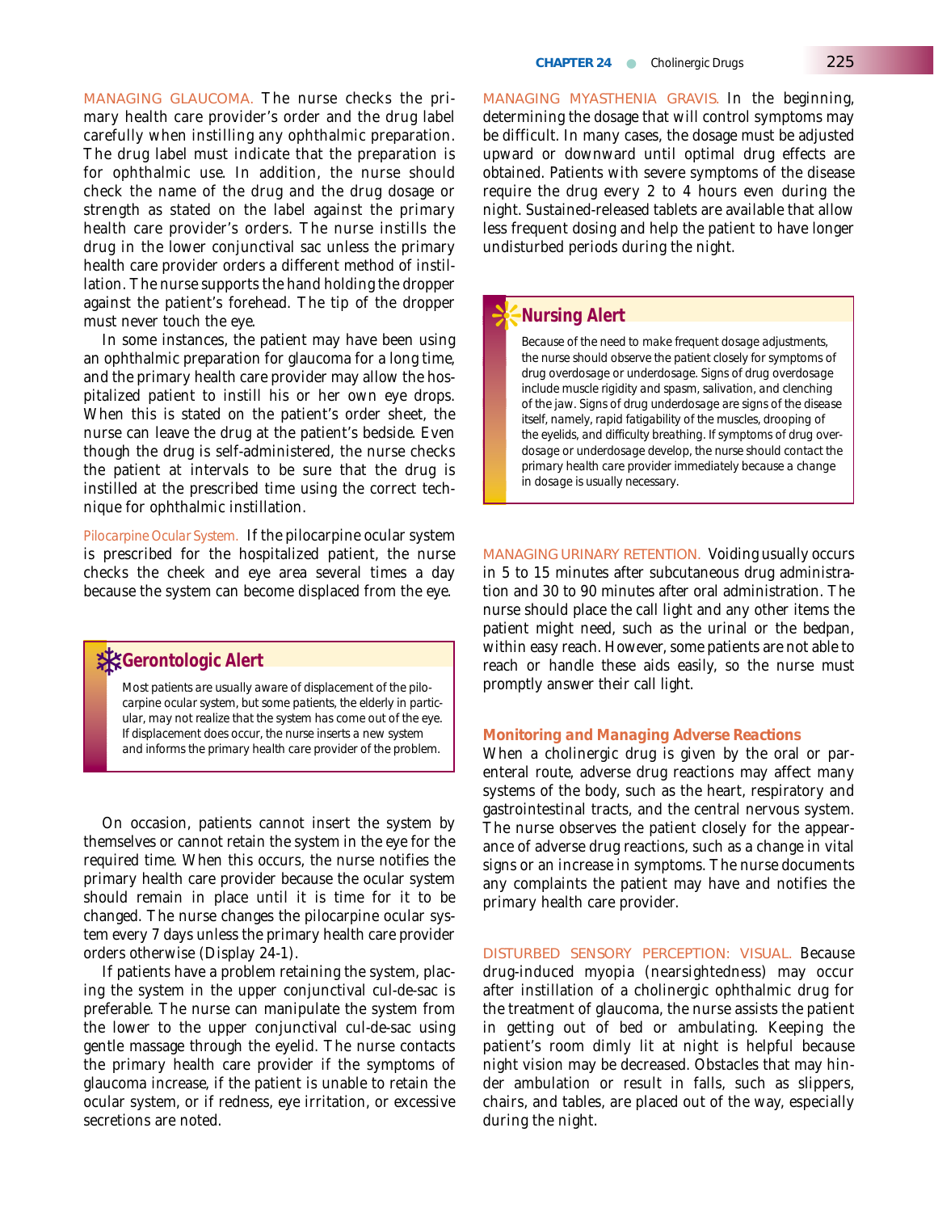MANAGING GLAUCOMA. The nurse checks the primary health care provider's order and the drug label carefully when instilling any ophthalmic preparation. The drug label must indicate that the preparation is for ophthalmic use. In addition, the nurse should check the name of the drug and the drug dosage or strength as stated on the label against the primary health care provider's orders. The nurse instills the drug in the lower conjunctival sac unless the primary health care provider orders a different method of instillation. The nurse supports the hand holding the dropper against the patient's forehead. The tip of the dropper must never touch the eye.

In some instances, the patient may have been using an ophthalmic preparation for glaucoma for a long time, and the primary health care provider may allow the hospitalized patient to instill his or her own eye drops. When this is stated on the patient's order sheet, the nurse can leave the drug at the patient's bedside. Even though the drug is self-administered, the nurse checks the patient at intervals to be sure that the drug is instilled at the prescribed time using the correct technique for ophthalmic instillation.

Pilocarpine Ocular System. If the pilocarpine ocular system is prescribed for the hospitalized patient, the nurse checks the cheek and eye area several times a day because the system can become displaced from the eye.

> **Gerontologic Alert**
>
> Most patients are usually aware of displacement of the pilocarpine ocular system, but some patients, the elderly in particular, may not realize that the system has come out of the eye. If displacement does occur, the nurse inserts a new system and informs the primary health care provider of the problem.

On occasion, patients cannot insert the system by themselves or cannot retain the system in the eye for the required time. When this occurs, the nurse notifies the primary health care provider because the ocular system should remain in place until it is time for it to be changed. The nurse changes the pilocarpine ocular system every 7 days unless the primary health care provider orders otherwise (Display 24-1).

If patients have a problem retaining the system, placing the system in the upper conjunctival cul-de-sac is preferable. The nurse can manipulate the system from the lower to the upper conjunctival cul-de-sac using gentle massage through the eyelid. The nurse contacts the primary health care provider if the symptoms of glaucoma increase, if the patient is unable to retain the ocular system, or if redness, eye irritation, or excessive secretions are noted.

MANAGING MYASTHENIA GRAVIS. In the beginning, determining the dosage that will control symptoms may be difficult. In many cases, the dosage must be adjusted upward or downward until optimal drug effects are obtained. Patients with severe symptoms of the disease require the drug every 2 to 4 hours even during the night. Sustained-released tablets are available that allow less frequent dosing and help the patient to have longer undisturbed periods during the night.

> **Nursing Alert**
>
> Because of the need to make frequent dosage adjustments, the nurse should observe the patient closely for symptoms of drug overdosage or underdosage. Signs of drug overdosage include muscle rigidity and spasm, salivation, and clenching of the jaw. Signs of drug underdosage are signs of the disease itself, namely, rapid fatigability of the muscles, drooping of the eyelids, and difficulty breathing. If symptoms of drug overdosage or underdosage develop, the nurse should contact the primary health care provider immediately because a change in dosage is usually necessary.

MANAGING URINARY RETENTION. Voiding usually occurs in 5 to 15 minutes after subcutaneous drug administration and 30 to 90 minutes after oral administration. The nurse should place the call light and any other items the patient might need, such as the urinal or the bedpan, within easy reach. However, some patients are not able to reach or handle these aids easily, so the nurse must promptly answer their call light.

### Monitoring and Managing Adverse Reactions

When a cholinergic drug is given by the oral or parenteral route, adverse drug reactions may affect many systems of the body, such as the heart, respiratory and gastrointestinal tracts, and the central nervous system. The nurse observes the patient closely for the appearance of adverse drug reactions, such as a change in vital signs or an increase in symptoms. The nurse documents any complaints the patient may have and notifies the primary health care provider.

DISTURBED SENSORY PERCEPTION: VISUAL. Because drug-induced myopia (nearsightedness) may occur after instillation of a cholinergic ophthalmic drug for the treatment of glaucoma, the nurse assists the patient in getting out of bed or ambulating. Keeping the patient's room dimly lit at night is helpful because night vision may be decreased. Obstacles that may hinder ambulation or result in falls, such as slippers, chairs, and tables, are placed out of the way, especially during the night.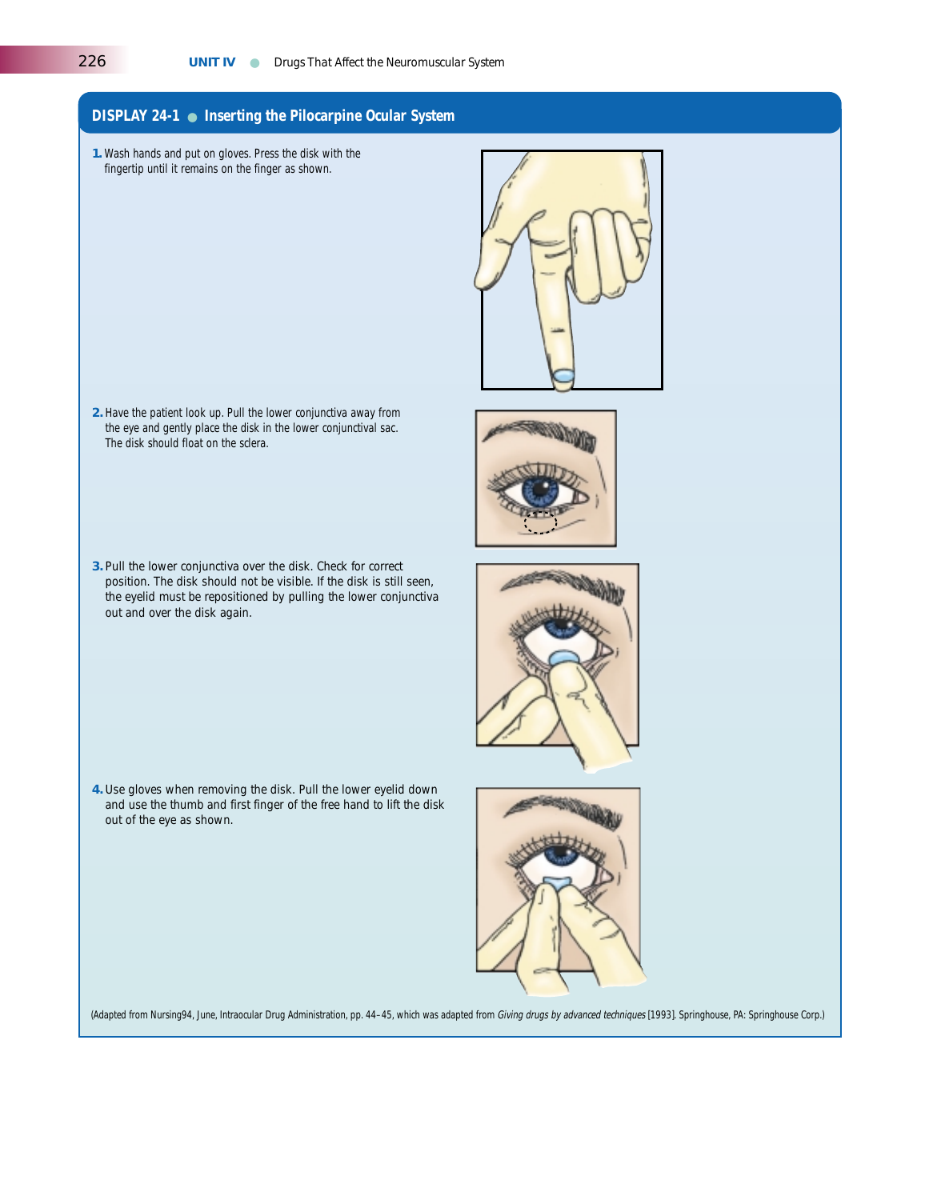## DISPLAY 24-1 ● Inserting the Pilocarpine Ocular System

1. Wash hands and put on gloves. Press the disk with the fingertip until it remains on the finger as shown.

2. Have the patient look up. Pull the lower conjunctiva away from the eye and gently place the disk in the lower conjunctival sac. The disk should float on the sclera.

3. Pull the lower conjunctiva over the disk. Check for correct position. The disk should not be visible. If the disk is still seen, the eyelid must be repositioned by pulling the lower conjunctiva out and over the disk again.

4. Use gloves when removing the disk. Pull the lower eyelid down and use the thumb and first finger of the free hand to lift the disk out of the eye as shown.

(Adapted from Nursing94, June, Intraocular Drug Administration, pp. 44–45, which was adapted from *Giving drugs by advanced techniques* [1993]. Springhouse, PA: Springhouse Corp.)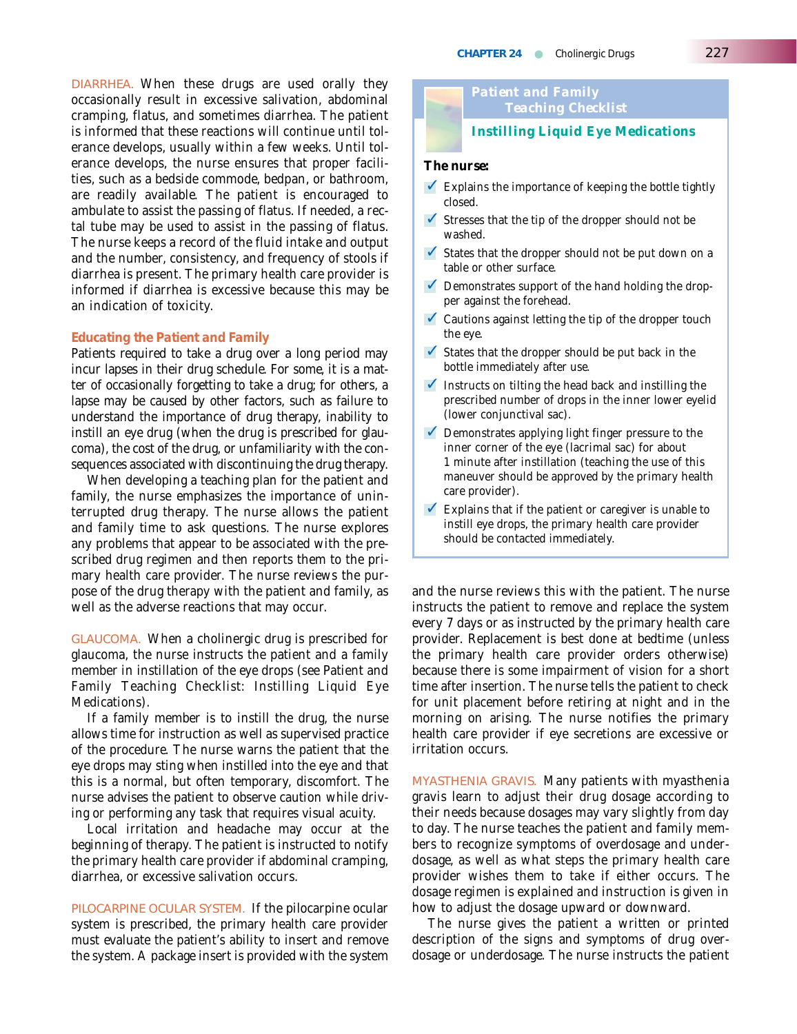DIARRHEA. When these drugs are used orally they occasionally result in excessive salivation, abdominal cramping, flatus, and sometimes diarrhea. The patient is informed that these reactions will continue until tolerance develops, usually within a few weeks. Until tolerance develops, the nurse ensures that proper facilities, such as a bedside commode, bedpan, or bathroom, are readily available. The patient is encouraged to ambulate to assist the passing of flatus. If needed, a rectal tube may be used to assist in the passing of flatus. The nurse keeps a record of the fluid intake and output and the number, consistency, and frequency of stools if diarrhea is present. The primary health care provider is informed if diarrhea is excessive because this may be an indication of toxicity.

### Educating the Patient and Family

Patients required to take a drug over a long period may incur lapses in their drug schedule. For some, it is a matter of occasionally forgetting to take a drug; for others, a lapse may be caused by other factors, such as failure to understand the importance of drug therapy, inability to instill an eye drug (when the drug is prescribed for glaucoma), the cost of the drug, or unfamiliarity with the consequences associated with discontinuing the drug therapy.

When developing a teaching plan for the patient and family, the nurse emphasizes the importance of uninterrupted drug therapy. The nurse allows the patient and family time to ask questions. The nurse explores any problems that appear to be associated with the prescribed drug regimen and then reports them to the primary health care provider. The nurse reviews the purpose of the drug therapy with the patient and family, as well as the adverse reactions that may occur.

GLAUCOMA. When a cholinergic drug is prescribed for glaucoma, the nurse instructs the patient and a family member in instillation of the eye drops (see Patient and Family Teaching Checklist: Instilling Liquid Eye Medications).

If a family member is to instill the drug, the nurse allows time for instruction as well as supervised practice of the procedure. The nurse warns the patient that the eye drops may sting when instilled into the eye and that this is a normal, but often temporary, discomfort. The nurse advises the patient to observe caution while driving or performing any task that requires visual acuity.

Local irritation and headache may occur at the beginning of therapy. The patient is instructed to notify the primary health care provider if abdominal cramping, diarrhea, or excessive salivation occurs.

PILOCARPINE OCULAR SYSTEM. If the pilocarpine ocular system is prescribed, the primary health care provider must evaluate the patient's ability to insert and remove the system. A package insert is provided with the system and the nurse reviews this with the patient. The nurse instructs the patient to remove and replace the system every 7 days or as instructed by the primary health care provider. Replacement is best done at bedtime (unless the primary health care provider orders otherwise) because there is some impairment of vision for a short time after insertion. The nurse tells the patient to check for unit placement before retiring at night and in the morning on arising. The nurse notifies the primary health care provider if eye secretions are excessive or irritation occurs.

> **Patient and Family Teaching Checklist**
>
> **Instilling Liquid Eye Medications**
>
> **The nurse:**
>
> - ✓ Explains the importance of keeping the bottle tightly closed.
> - ✓ Stresses that the tip of the dropper should not be washed.
> - ✓ States that the dropper should not be put down on a table or other surface.
> - ✓ Demonstrates support of the hand holding the dropper against the forehead.
> - ✓ Cautions against letting the tip of the dropper touch the eye.
> - ✓ States that the dropper should be put back in the bottle immediately after use.
> - ✓ Instructs on tilting the head back and instilling the prescribed number of drops in the inner lower eyelid (lower conjunctival sac).
> - ✓ Demonstrates applying light finger pressure to the inner corner of the eye (lacrimal sac) for about 1 minute after instillation (teaching the use of this maneuver should be approved by the primary health care provider).
> - ✓ Explains that if the patient or caregiver is unable to instill eye drops, the primary health care provider should be contacted immediately.

MYASTHENIA GRAVIS. Many patients with myasthenia gravis learn to adjust their drug dosage according to their needs because dosages may vary slightly from day to day. The nurse teaches the patient and family members to recognize symptoms of overdosage and underdosage, as well as what steps the primary health care provider wishes them to take if either occurs. The dosage regimen is explained and instruction is given in how to adjust the dosage upward or downward.

The nurse gives the patient a written or printed description of the signs and symptoms of drug overdosage or underdosage. The nurse instructs the patient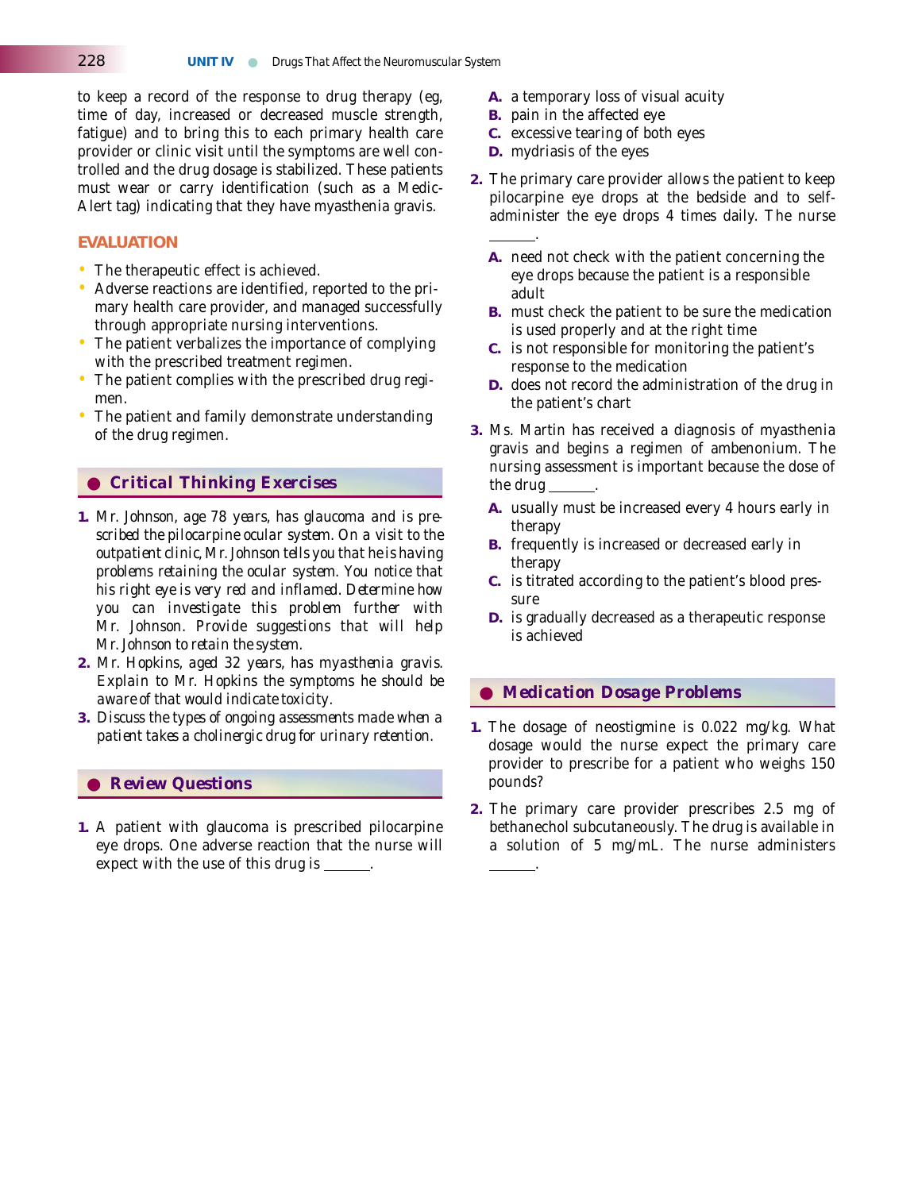to keep a record of the response to drug therapy (eg, time of day, increased or decreased muscle strength, fatigue) and to bring this to each primary health care provider or clinic visit until the symptoms are well controlled and the drug dosage is stabilized. These patients must wear or carry identification (such as a Medic-Alert tag) indicating that they have myasthenia gravis.

## EVALUATION

- The therapeutic effect is achieved.
- Adverse reactions are identified, reported to the primary health care provider, and managed successfully through appropriate nursing interventions.
- The patient verbalizes the importance of complying with the prescribed treatment regimen.
- The patient complies with the prescribed drug regimen.
- The patient and family demonstrate understanding of the drug regimen.

## Critical Thinking Exercises

1. *Mr. Johnson, age 78 years, has glaucoma and is prescribed the pilocarpine ocular system. On a visit to the outpatient clinic, Mr. Johnson tells you that he is having problems retaining the ocular system. You notice that his right eye is very red and inflamed. Determine how you can investigate this problem further with Mr. Johnson. Provide suggestions that will help Mr. Johnson to retain the system.*
2. *Mr. Hopkins, aged 32 years, has myasthenia gravis. Explain to Mr. Hopkins the symptoms he should be aware of that would indicate toxicity.*
3. *Discuss the types of ongoing assessments made when a patient takes a cholinergic drug for urinary retention.*

## Review Questions

1. A patient with glaucoma is prescribed pilocarpine eye drops. One adverse reaction that the nurse will expect with the use of this drug is ______.
   - **A.** a temporary loss of visual acuity
   - **B.** pain in the affected eye
   - **C.** excessive tearing of both eyes
   - **D.** mydriasis of the eyes
2. The primary care provider allows the patient to keep pilocarpine eye drops at the bedside and to self-administer the eye drops 4 times daily. The nurse ______.
   - **A.** need not check with the patient concerning the eye drops because the patient is a responsible adult
   - **B.** must check the patient to be sure the medication is used properly and at the right time
   - **C.** is not responsible for monitoring the patient's response to the medication
   - **D.** does not record the administration of the drug in the patient's chart
3. Ms. Martin has received a diagnosis of myasthenia gravis and begins a regimen of ambenonium. The nursing assessment is important because the dose of the drug ______.
   - **A.** usually must be increased every 4 hours early in therapy
   - **B.** frequently is increased or decreased early in therapy
   - **C.** is titrated according to the patient's blood pressure
   - **D.** is gradually decreased as a therapeutic response is achieved

## Medication Dosage Problems

1. The dosage of neostigmine is 0.022 mg/kg. What dosage would the nurse expect the primary care provider to prescribe for a patient who weighs 150 pounds?
2. The primary care provider prescribes 2.5 mg of bethanechol subcutaneously. The drug is available in a solution of 5 mg/mL. The nurse administers ______.